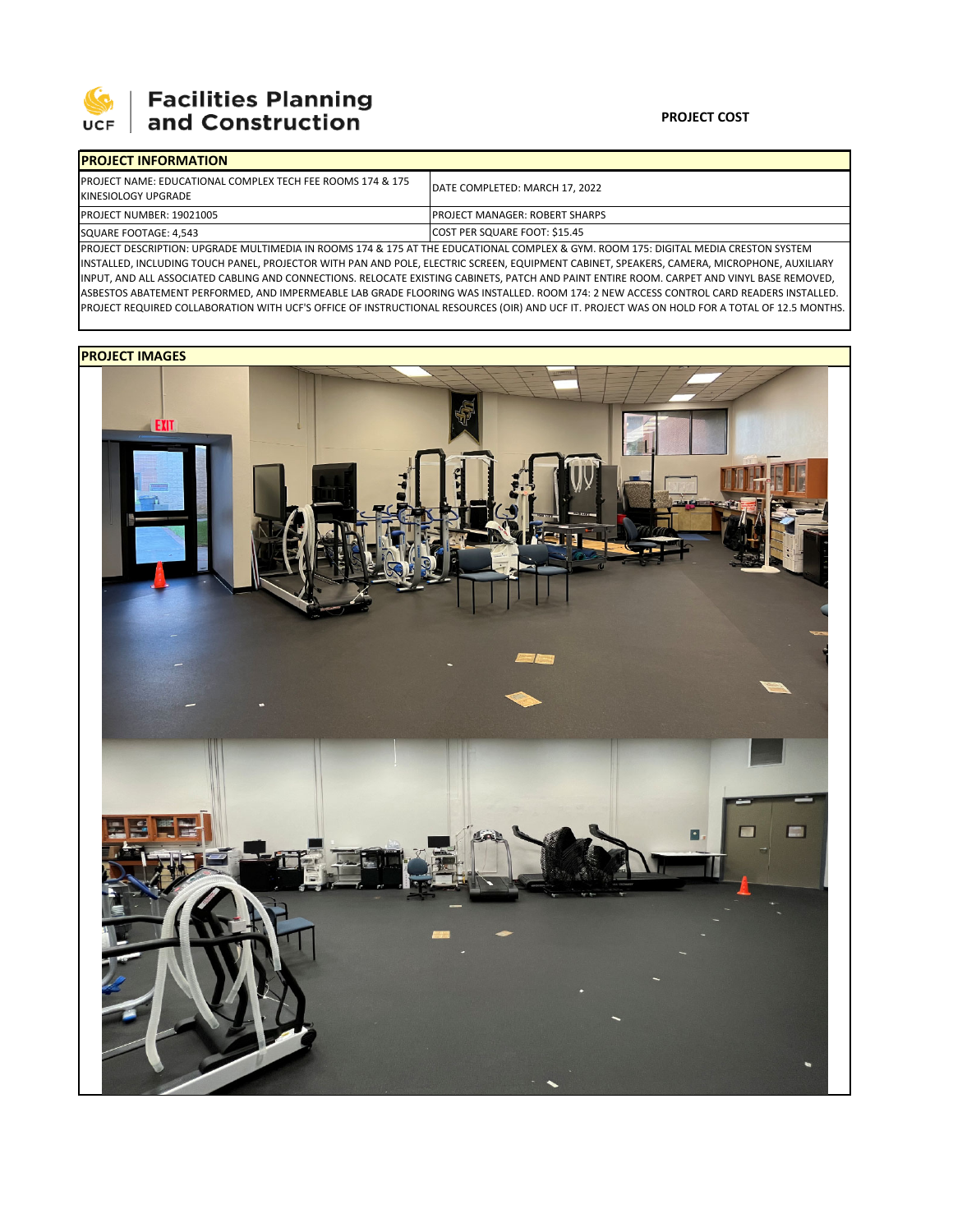**Facilities Planning and Construction**

**PROJECT COST**

## PROJECT INFORMATION

| | |
|---|---|
| PROJECT NAME: EDUCATIONAL COMPLEX TECH FEE ROOMS 174 & 175 KINESIOLOGY UPGRADE | DATE COMPLETED: MARCH 17, 2022 |
| PROJECT NUMBER: 19021005 | PROJECT MANAGER: ROBERT SHARPS |
| SQUARE FOOTAGE: 4,543 | COST PER SQUARE FOOT: $15.45 |

PROJECT DESCRIPTION: UPGRADE MULTIMEDIA IN ROOMS 174 & 175 AT THE EDUCATIONAL COMPLEX & GYM. ROOM 175: DIGITAL MEDIA CRESTON SYSTEM INSTALLED, INCLUDING TOUCH PANEL, PROJECTOR WITH PAN AND POLE, ELECTRIC SCREEN, EQUIPMENT CABINET, SPEAKERS, CAMERA, MICROPHONE, AUXILIARY INPUT, AND ALL ASSOCIATED CABLING AND CONNECTIONS. RELOCATE EXISTING CABINETS, PATCH AND PAINT ENTIRE ROOM. CARPET AND VINYL BASE REMOVED, ASBESTOS ABATEMENT PERFORMED, AND IMPERMEABLE LAB GRADE FLOORING WAS INSTALLED. ROOM 174: 2 NEW ACCESS CONTROL CARD READERS INSTALLED. PROJECT REQUIRED COLLABORATION WITH UCF'S OFFICE OF INSTRUCTIONAL RESOURCES (OIR) AND UCF IT. PROJECT WAS ON HOLD FOR A TOTAL OF 12.5 MONTHS.

## PROJECT IMAGES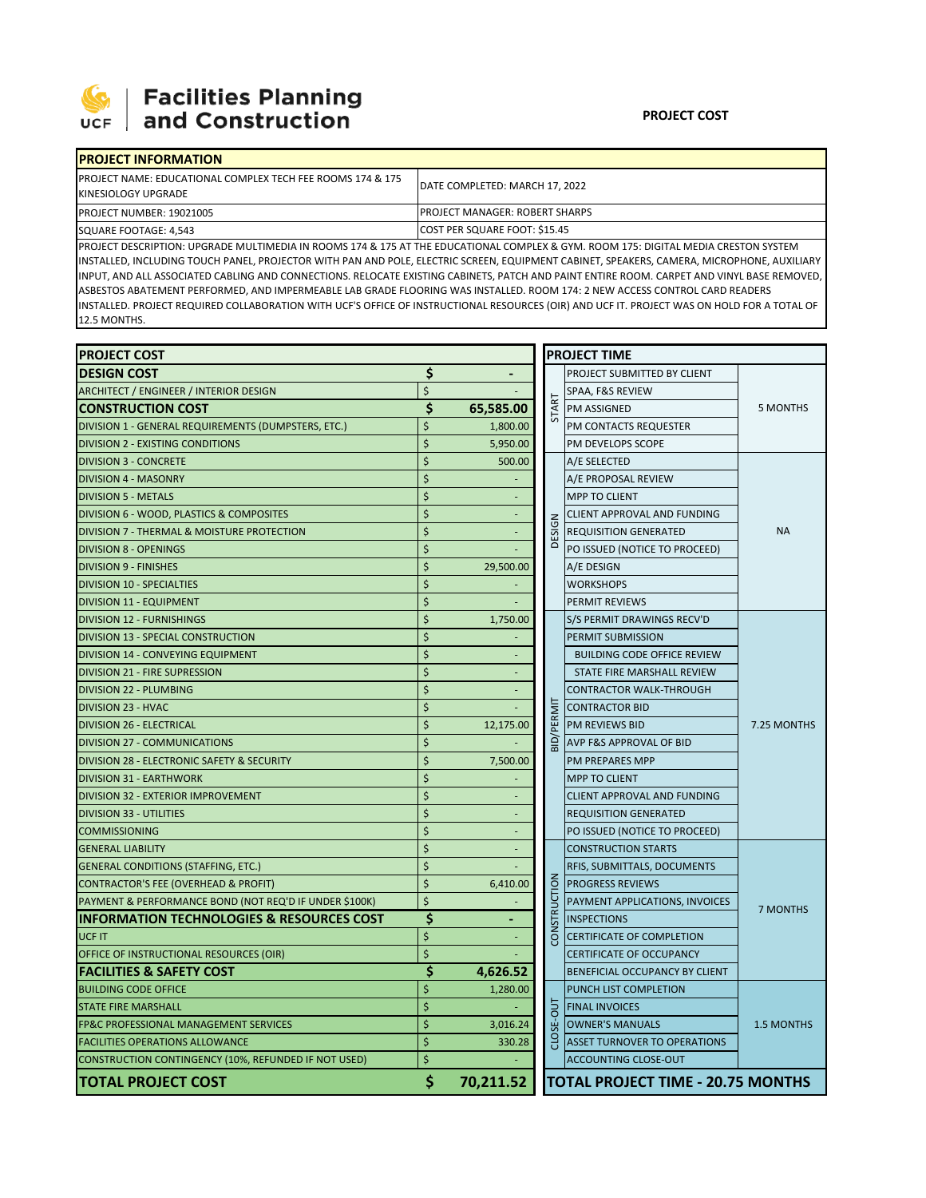**Facilities Planning and Construction**

**PROJECT COST**

| PROJECT INFORMATION | |
|---|---|
| PROJECT NAME: EDUCATIONAL COMPLEX TECH FEE ROOMS 174 & 175 KINESIOLOGY UPGRADE | DATE COMPLETED: MARCH 17, 2022 |
| PROJECT NUMBER: 19021005 | PROJECT MANAGER: ROBERT SHARPS |
| SQUARE FOOTAGE: 4,543 | COST PER SQUARE FOOT: $15.45 |

PROJECT DESCRIPTION: UPGRADE MULTIMEDIA IN ROOMS 174 & 175 AT THE EDUCATIONAL COMPLEX & GYM. ROOM 175: DIGITAL MEDIA CRESTON SYSTEM INSTALLED, INCLUDING TOUCH PANEL, PROJECTOR WITH PAN AND POLE, ELECTRIC SCREEN, EQUIPMENT CABINET, SPEAKERS, CAMERA, MICROPHONE, AUXILIARY INPUT, AND ALL ASSOCIATED CABLING AND CONNECTIONS. RELOCATE EXISTING CABINETS, PATCH AND PAINT ENTIRE ROOM. CARPET AND VINYL BASE REMOVED, ASBESTOS ABATEMENT PERFORMED, AND IMPERMEABLE LAB GRADE FLOORING WAS INSTALLED. ROOM 174: 2 NEW ACCESS CONTROL CARD READERS INSTALLED. PROJECT REQUIRED COLLABORATION WITH UCF'S OFFICE OF INSTRUCTIONAL RESOURCES (OIR) AND UCF IT. PROJECT WAS ON HOLD FOR A TOTAL OF 12.5 MONTHS.

| PROJECT COST | |
|---|---|
| **DESIGN COST** | **$ -** |
| ARCHITECT / ENGINEER / INTERIOR DESIGN | $ - |
| **CONSTRUCTION COST** | **$ 65,585.00** |
| DIVISION 1 - GENERAL REQUIREMENTS (DUMPSTERS, ETC.) | $ 1,800.00 |
| DIVISION 2 - EXISTING CONDITIONS | $ 5,950.00 |
| DIVISION 3 - CONCRETE | $ 500.00 |
| DIVISION 4 - MASONRY | $ - |
| DIVISION 5 - METALS | $ - |
| DIVISION 6 - WOOD, PLASTICS & COMPOSITES | $ - |
| DIVISION 7 - THERMAL & MOISTURE PROTECTION | $ - |
| DIVISION 8 - OPENINGS | $ - |
| DIVISION 9 - FINISHES | $ 29,500.00 |
| DIVISION 10 - SPECIALTIES | $ - |
| DIVISION 11 - EQUIPMENT | $ - |
| DIVISION 12 - FURNISHINGS | $ 1,750.00 |
| DIVISION 13 - SPECIAL CONSTRUCTION | $ - |
| DIVISION 14 - CONVEYING EQUIPMENT | $ - |
| DIVISION 21 - FIRE SUPRESSION | $ - |
| DIVISION 22 - PLUMBING | $ - |
| DIVISION 23 - HVAC | $ - |
| DIVISION 26 - ELECTRICAL | $ 12,175.00 |
| DIVISION 27 - COMMUNICATIONS | $ - |
| DIVISION 28 - ELECTRONIC SAFETY & SECURITY | $ 7,500.00 |
| DIVISION 31 - EARTHWORK | $ - |
| DIVISION 32 - EXTERIOR IMPROVEMENT | $ - |
| DIVISION 33 - UTILITIES | $ - |
| COMMISSIONING | $ - |
| GENERAL LIABILITY | $ - |
| GENERAL CONDITIONS (STAFFING, ETC.) | $ - |
| CONTRACTOR'S FEE (OVERHEAD & PROFIT) | $ 6,410.00 |
| PAYMENT & PERFORMANCE BOND (NOT REQ'D IF UNDER $100K) | $ - |
| **INFORMATION TECHNOLOGIES & RESOURCES COST** | **$ -** |
| UCF IT | $ - |
| OFFICE OF INSTRUCTIONAL RESOURCES (OIR) | $ - |
| **FACILITIES & SAFETY COST** | **$ 4,626.52** |
| BUILDING CODE OFFICE | $ 1,280.00 |
| STATE FIRE MARSHALL | $ - |
| FP&C PROFESSIONAL MANAGEMENT SERVICES | $ 3,016.24 |
| FACILITIES OPERATIONS ALLOWANCE | $ 330.28 |
| CONSTRUCTION CONTINGENCY (10%, REFUNDED IF NOT USED) | $ - |
| **TOTAL PROJECT COST** | **$ 70,211.52** |

| PROJECT TIME | | |
|---|---|---|
| START | PROJECT SUBMITTED BY CLIENT | 5 MONTHS |
| | SPAA, F&S REVIEW | |
| | PM ASSIGNED | |
| | PM CONTACTS REQUESTER | |
| | PM DEVELOPS SCOPE | |
| DESIGN | A/E SELECTED | NA |
| | A/E PROPOSAL REVIEW | |
| | MPP TO CLIENT | |
| | CLIENT APPROVAL AND FUNDING | |
| | REQUISITION GENERATED | |
| | PO ISSUED (NOTICE TO PROCEED) | |
| | A/E DESIGN | |
| | WORKSHOPS | |
| | PERMIT REVIEWS | |
| BID/PERMIT | S/S PERMIT DRAWINGS RECV'D | 7.25 MONTHS |
| | PERMIT SUBMISSION | |
| | BUILDING CODE OFFICE REVIEW | |
| | STATE FIRE MARSHALL REVIEW | |
| | CONTRACTOR WALK-THROUGH | |
| | CONTRACTOR BID | |
| | PM REVIEWS BID | |
| | AVP F&S APPROVAL OF BID | |
| | PM PREPARES MPP | |
| | MPP TO CLIENT | |
| | CLIENT APPROVAL AND FUNDING | |
| | REQUISITION GENERATED | |
| | PO ISSUED (NOTICE TO PROCEED) | |
| CONSTRUCTION | CONSTRUCTION STARTS | 7 MONTHS |
| | RFIS, SUBMITTALS, DOCUMENTS | |
| | PROGRESS REVIEWS | |
| | PAYMENT APPLICATIONS, INVOICES | |
| | INSPECTIONS | |
| | CERTIFICATE OF COMPLETION | |
| | CERTIFICATE OF OCCUPANCY | |
| | BENEFICIAL OCCUPANCY BY CLIENT | |
| CLOSE-OUT | PUNCH LIST COMPLETION | 1.5 MONTHS |
| | FINAL INVOICES | |
| | OWNER'S MANUALS | |
| | ASSET TURNOVER TO OPERATIONS | |
| | ACCOUNTING CLOSE-OUT | |
| **TOTAL PROJECT TIME - 20.75 MONTHS** | | |